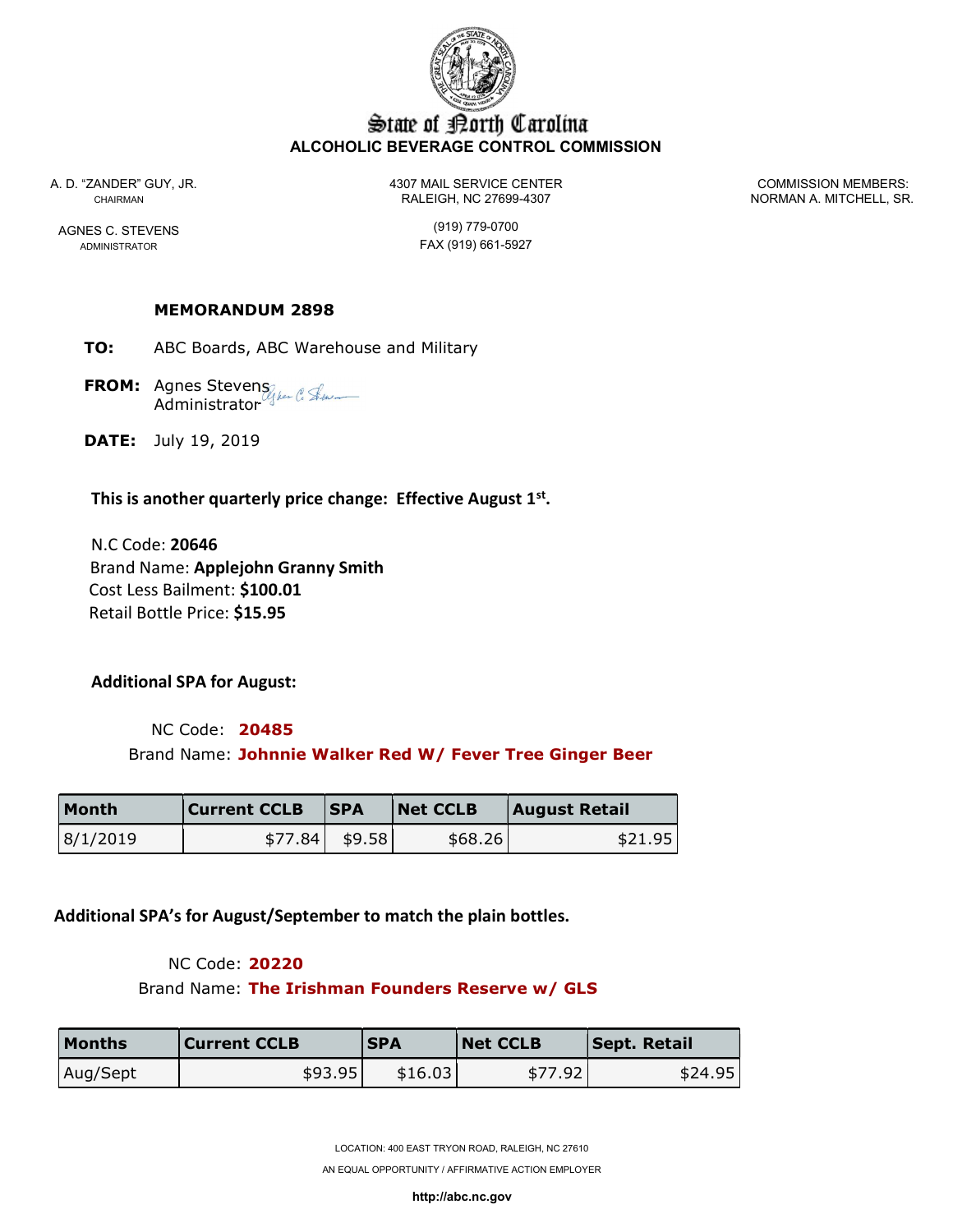# State of North Carolina
**ALCOHOLIC BEVERAGE CONTROL COMMISSION**

A. D. "ZANDER" GUY, JR.
CHAIRMAN

AGNES C. STEVENS
ADMINISTRATOR

4307 MAIL SERVICE CENTER
RALEIGH, NC 27699-4307

(919) 779-0700
FAX (919) 661-5927

COMMISSION MEMBERS:
NORMAN A. MITCHELL, SR.

**MEMORANDUM 2898**

**TO:** ABC Boards, ABC Warehouse and Military

**FROM:** Agnes Stevens
Administrator

**DATE:** July 19, 2019

**This is another quarterly price change: Effective August 1st.**

N.C Code: **20646**
Brand Name: **Applejohn Granny Smith**
Cost Less Bailment: **$100.01**
Retail Bottle Price: **$15.95**

**Additional SPA for August:**

NC Code: **20485**
Brand Name: **Johnnie Walker Red W/ Fever Tree Ginger Beer**

| Month | Current CCLB | SPA | Net CCLB | August Retail |
|---|---|---|---|---|
| 8/1/2019 | $77.84 | $9.58 | $68.26 | $21.95 |

**Additional SPA's for August/September to match the plain bottles.**

NC Code: **20220**
Brand Name: **The Irishman Founders Reserve w/ GLS**

| Months | Current CCLB | SPA | Net CCLB | Sept. Retail |
|---|---|---|---|---|
| Aug/Sept | $93.95 | $16.03 | $77.92 | $24.95 |

LOCATION: 400 EAST TRYON ROAD, RALEIGH, NC 27610

AN EQUAL OPPORTUNITY / AFFIRMATIVE ACTION EMPLOYER

**http://abc.nc.gov**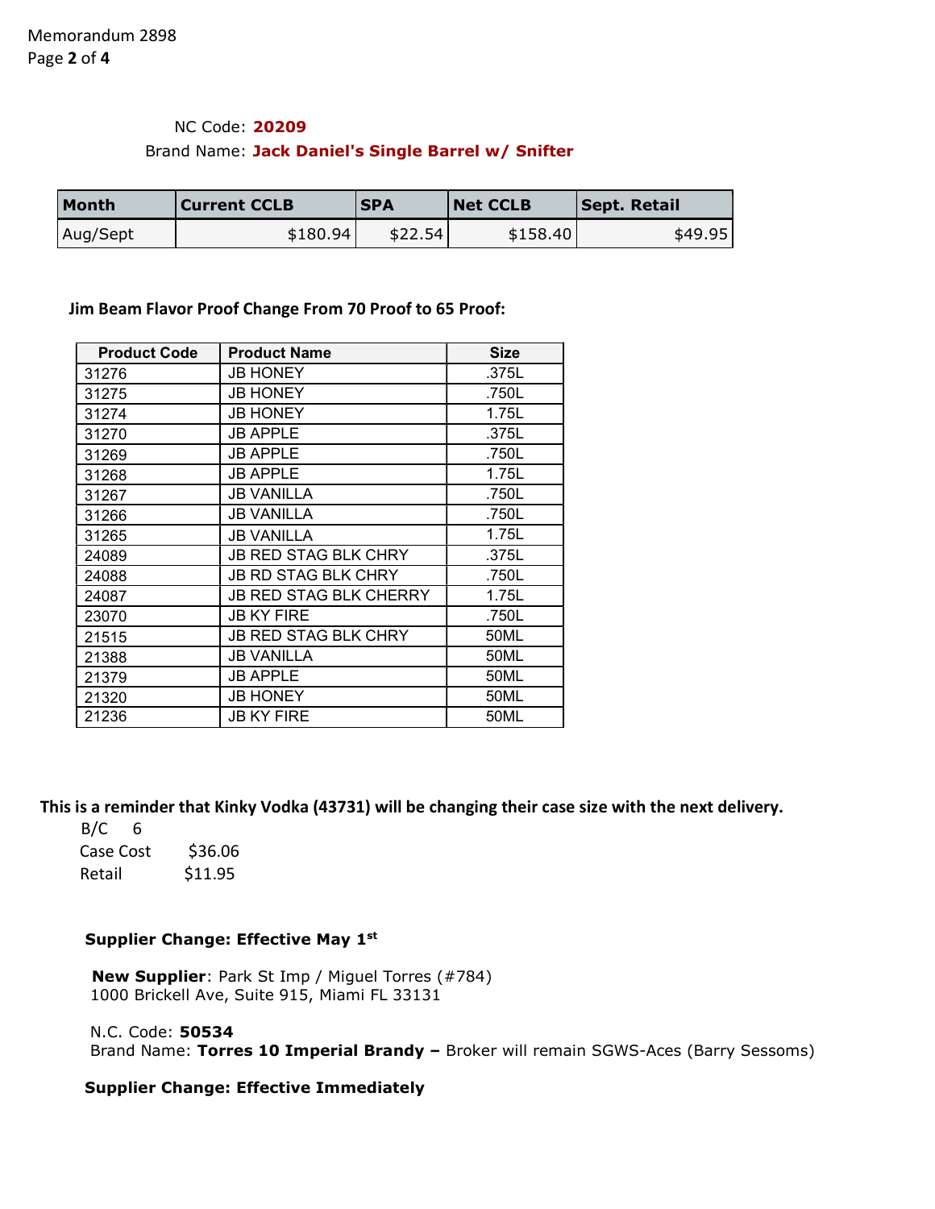NC Code: **20209**

Brand Name: **Jack Daniel's Single Barrel w/ Snifter**

| Month | Current CCLB | SPA | Net CCLB | Sept. Retail |
|---|---|---|---|---|
| Aug/Sept | $180.94 | $22.54 | $158.40 | $49.95 |

**Jim Beam Flavor Proof Change From 70 Proof to 65 Proof:**

| Product Code | Product Name | Size |
|---|---|---|
| 31276 | JB HONEY | .375L |
| 31275 | JB HONEY | .750L |
| 31274 | JB HONEY | 1.75L |
| 31270 | JB APPLE | .375L |
| 31269 | JB APPLE | .750L |
| 31268 | JB APPLE | 1.75L |
| 31267 | JB VANILLA | .750L |
| 31266 | JB VANILLA | .750L |
| 31265 | JB VANILLA | 1.75L |
| 24089 | JB RED STAG BLK CHRY | .375L |
| 24088 | JB RD STAG BLK CHRY | .750L |
| 24087 | JB RED STAG BLK CHERRY | 1.75L |
| 23070 | JB KY FIRE | .750L |
| 21515 | JB RED STAG BLK CHRY | 50ML |
| 21388 | JB VANILLA | 50ML |
| 21379 | JB APPLE | 50ML |
| 21320 | JB HONEY | 50ML |
| 21236 | JB KY FIRE | 50ML |

**This is a reminder that Kinky Vodka (43731) will be changing their case size with the next delivery.**

B/C 6

Case Cost $36.06

Retail $11.95

**Supplier Change: Effective May 1st**

**New Supplier**: Park St Imp / Miguel Torres (#784)
1000 Brickell Ave, Suite 915, Miami FL 33131

N.C. Code: **50534**
Brand Name: **Torres 10 Imperial Brandy –** Broker will remain SGWS-Aces (Barry Sessoms)

**Supplier Change: Effective Immediately**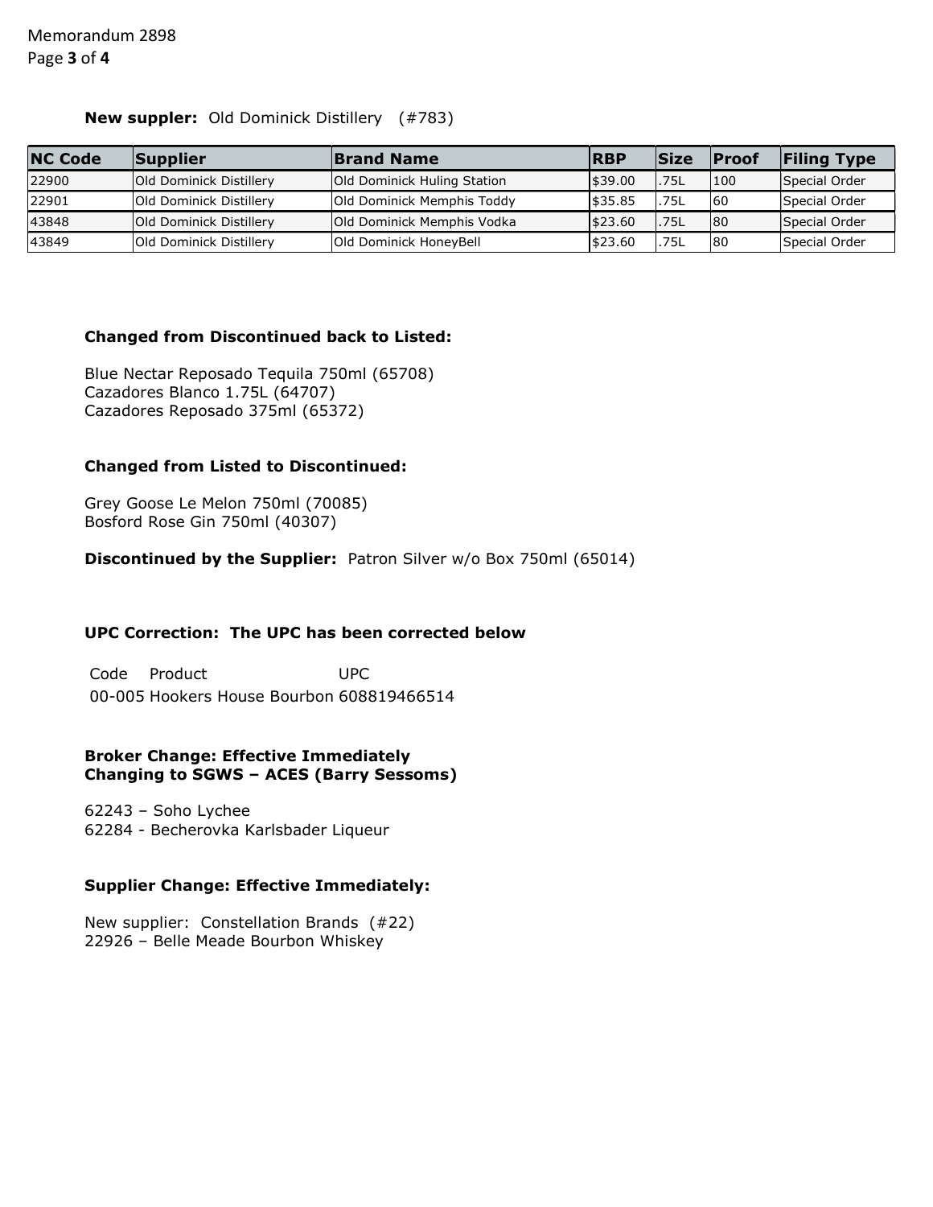**New suppler:** Old Dominick Distillery (#783)

| NC Code | Supplier | Brand Name | RBP | Size | Proof | Filing Type |
|---|---|---|---|---|---|---|
| 22900 | Old Dominick Distillery | Old Dominick Huling Station | $39.00 | .75L | 100 | Special Order |
| 22901 | Old Dominick Distillery | Old Dominick Memphis Toddy | $35.85 | .75L | 60 | Special Order |
| 43848 | Old Dominick Distillery | Old Dominick Memphis Vodka | $23.60 | .75L | 80 | Special Order |
| 43849 | Old Dominick Distillery | Old Dominick HoneyBell | $23.60 | .75L | 80 | Special Order |

**Changed from Discontinued back to Listed:**

Blue Nectar Reposado Tequila 750ml (65708)
Cazadores Blanco 1.75L (64707)
Cazadores Reposado 375ml (65372)

**Changed from Listed to Discontinued:**

Grey Goose Le Melon 750ml (70085)
Bosford Rose Gin 750ml (40307)

**Discontinued by the Supplier:** Patron Silver w/o Box 750ml (65014)

**UPC Correction: The UPC has been corrected below**

| Code | Product | UPC |
|---|---|---|
| 00-005 | Hookers House Bourbon | 608819466514 |

**Broker Change: Effective Immediately**
**Changing to SGWS – ACES (Barry Sessoms)**

62243 – Soho Lychee
62284 - Becherovka Karlsbader Liqueur

**Supplier Change: Effective Immediately:**

New supplier: Constellation Brands (#22)
22926 – Belle Meade Bourbon Whiskey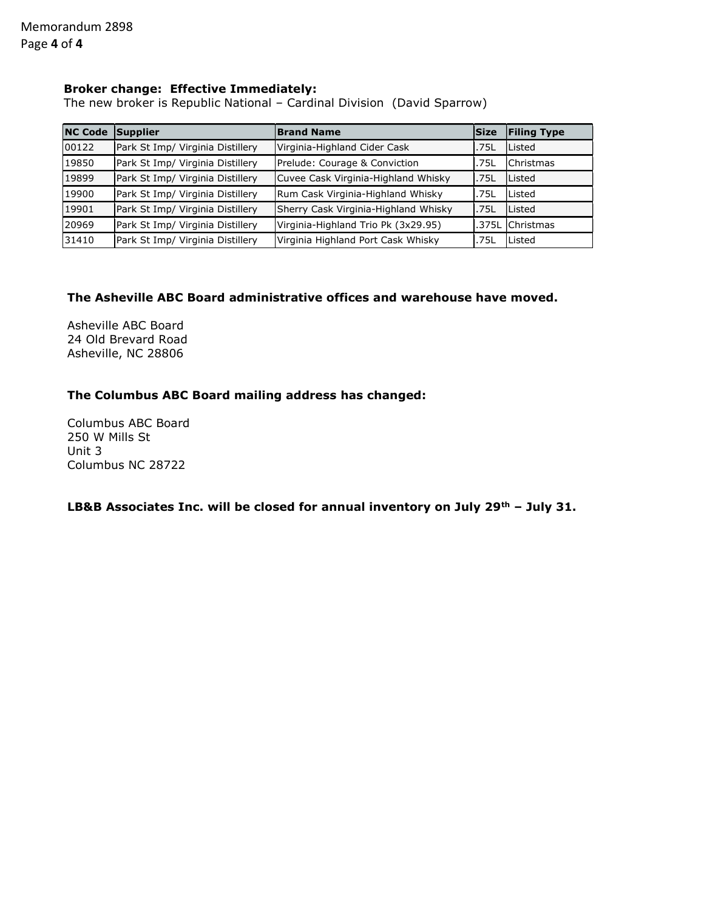**Broker change: Effective Immediately:**
The new broker is Republic National – Cardinal Division (David Sparrow)

| NC Code | Supplier | Brand Name | Size | Filing Type |
|---|---|---|---|---|
| 00122 | Park St Imp/ Virginia Distillery | Virginia-Highland Cider Cask | .75L | Listed |
| 19850 | Park St Imp/ Virginia Distillery | Prelude: Courage & Conviction | .75L | Christmas |
| 19899 | Park St Imp/ Virginia Distillery | Cuvee Cask Virginia-Highland Whisky | .75L | Listed |
| 19900 | Park St Imp/ Virginia Distillery | Rum Cask Virginia-Highland Whisky | .75L | Listed |
| 19901 | Park St Imp/ Virginia Distillery | Sherry Cask Virginia-Highland Whisky | .75L | Listed |
| 20969 | Park St Imp/ Virginia Distillery | Virginia-Highland Trio Pk (3x29.95) | .375L | Christmas |
| 31410 | Park St Imp/ Virginia Distillery | Virginia Highland Port Cask Whisky | .75L | Listed |

**The Asheville ABC Board administrative offices and warehouse have moved.**

Asheville ABC Board
24 Old Brevard Road
Asheville, NC 28806

**The Columbus ABC Board mailing address has changed:**

Columbus ABC Board
250 W Mills St
Unit 3
Columbus NC 28722

**LB&B Associates Inc. will be closed for annual inventory on July 29th – July 31.**